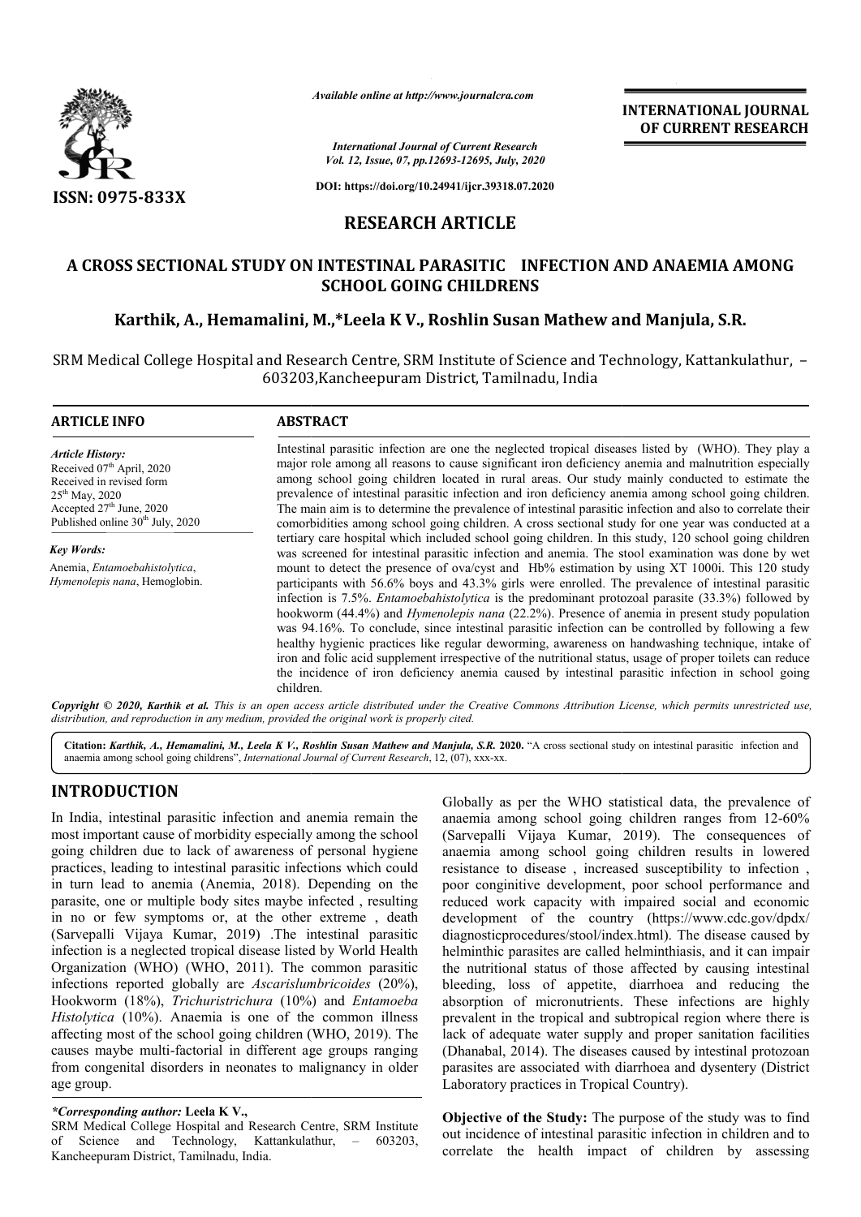*Available online at http://www.journalcra.com*

*International Journal of Current Research*

**DOI: https://doi.org/10.24941/ijcr.39318.07.2020**

**ISSN: 0975-833X**

**INTERNATIONAL JOURNAL OF CURRENT RESEARCH**

## RESEARCH ARTICLE

# A CROSS SECTIONAL STUDY ON INTESTINAL PARASITIC INFECTION AND ANAEMIA AMONG SCHOOL GOING CHILDRENS

**Karthik, A., Hemamalini, M.,\*Leela K V., Roshlin Susan Mathew and Manjula, S.R.**

SRM Medical College Hospital and Research Centre, SRM Institute of Science and Technology, Kattankulathur, – 603203,Kancheepuram District, Tamilnadu, India

### ARTICLE INFO

*Article History:*
Received 07[th] April, 2020
Received in revised form 25[th] May, 2020
Accepted 27[th] June, 2020
Published online 30[th] July, 2020

*Key Words:*
Anemia, *Entamoebahistolytica*, *Hymenolepis nana*, Hemoglobin.

### ABSTRACT

Intestinal parasitic infection are one the neglected tropical diseases listed by (WHO). They play a major role among all reasons to cause significant iron deficiency anemia and malnutrition especially among school going children located in rural areas. Our study mainly conducted to estimate the prevalence of intestinal parasitic infection and iron deficiency anemia among school going children. The main aim is to determine the prevalence of intestinal parasitic infection and also to correlate their comorbidities among school going children. A cross sectional study for one year was conducted at a tertiary care hospital which included school going children. In this study, 120 school going children was screened for intestinal parasitic infection and anemia. The stool examination was done by wet mount to detect the presence of ova/cyst and Hb% estimation by using XT 1000i. This 120 study participants with 56.6% boys and 43.3% girls were enrolled. The prevalence of intestinal parasitic infection is 7.5%. *Entamoebahistolytica* is the predominant protozoal parasite (33.3%) followed by hookworm (44.4%) and *Hymenolepis nana* (22.2%). Presence of anemia in present study population was 94.16%. To conclude, since intestinal parasitic infection can be controlled by following a few healthy hygienic practices like regular deworming, awareness on handwashing technique, intake of iron and folic acid supplement irrespective of the nutritional status, usage of proper toilets can reduce the incidence of iron deficiency anemia caused by intestinal parasitic infection in school going children.

*Copyright © 2020, Karthik et al. This is an open access article distributed under the Creative Commons Attribution License, which permits unrestricted use, distribution, and reproduction in any medium, provided the original work is properly cited.*

**Citation:** *Karthik, A., Hemamalini, M., Leela K V., Roshlin Susan Mathew and Manjula, S.R.* **2020.** "A cross sectional study on intestinal parasitic infection and anaemia among school going childrens", *International Journal of Current Research*, 12, (07), xxx-xx.

## INTRODUCTION

In India, intestinal parasitic infection and anemia remain the most important cause of morbidity especially among the school going children due to lack of awareness of personal hygiene practices, leading to intestinal parasitic infections which could in turn lead to anemia (Anemia, 2018). Depending on the parasite, one or multiple body sites maybe infected , resulting in no or few symptoms or, at the other extreme , death (Sarvepalli Vijaya Kumar, 2019) .The intestinal parasitic infection is a neglected tropical disease listed by World Health Organization (WHO) (WHO, 2011). The common parasitic infections reported globally are *Ascarislumbricoides* (20%), Hookworm (18%), *Trichuristrichura* (10%) and *Entamoeba Histolytica* (10%). Anaemia is one of the common illness affecting most of the school going children (WHO, 2019). The causes maybe multi-factorial in different age groups ranging from congenital disorders in neonates to malignancy in older age group.

Globally as per the WHO statistical data, the prevalence of anaemia among school going children ranges from 12-60% (Sarvepalli Vijaya Kumar, 2019). The consequences of anaemia among school going children results in lowered resistance to disease , increased susceptibility to infection , poor conginitive development, poor school performance and reduced work capacity with impaired social and economic development of the country (https://www.cdc.gov/dpdx/diagnosticprocedures/stool/index.html). The disease caused by helminthic parasites are called helminthiasis, and it can impair the nutritional status of those affected by causing intestinal bleeding, loss of appetite, diarrhoea and reducing the absorption of micronutrients. These infections are highly prevalent in the tropical and subtropical region where there is lack of adequate water supply and proper sanitation facilities (Dhanabal, 2014). The diseases caused by intestinal protozoan parasites are associated with diarrhoea and dysentery (District Laboratory practices in Tropical Country).

**Objective of the Study:** The purpose of the study was to find out incidence of intestinal parasitic infection in children and to correlate the health impact of children by assessing

*\*Corresponding author:* **Leela K V.,**
SRM Medical College Hospital and Research Centre, SRM Institute of Science and Technology, Kattankulathur, – 603203, Kancheepuram District, Tamilnadu, India.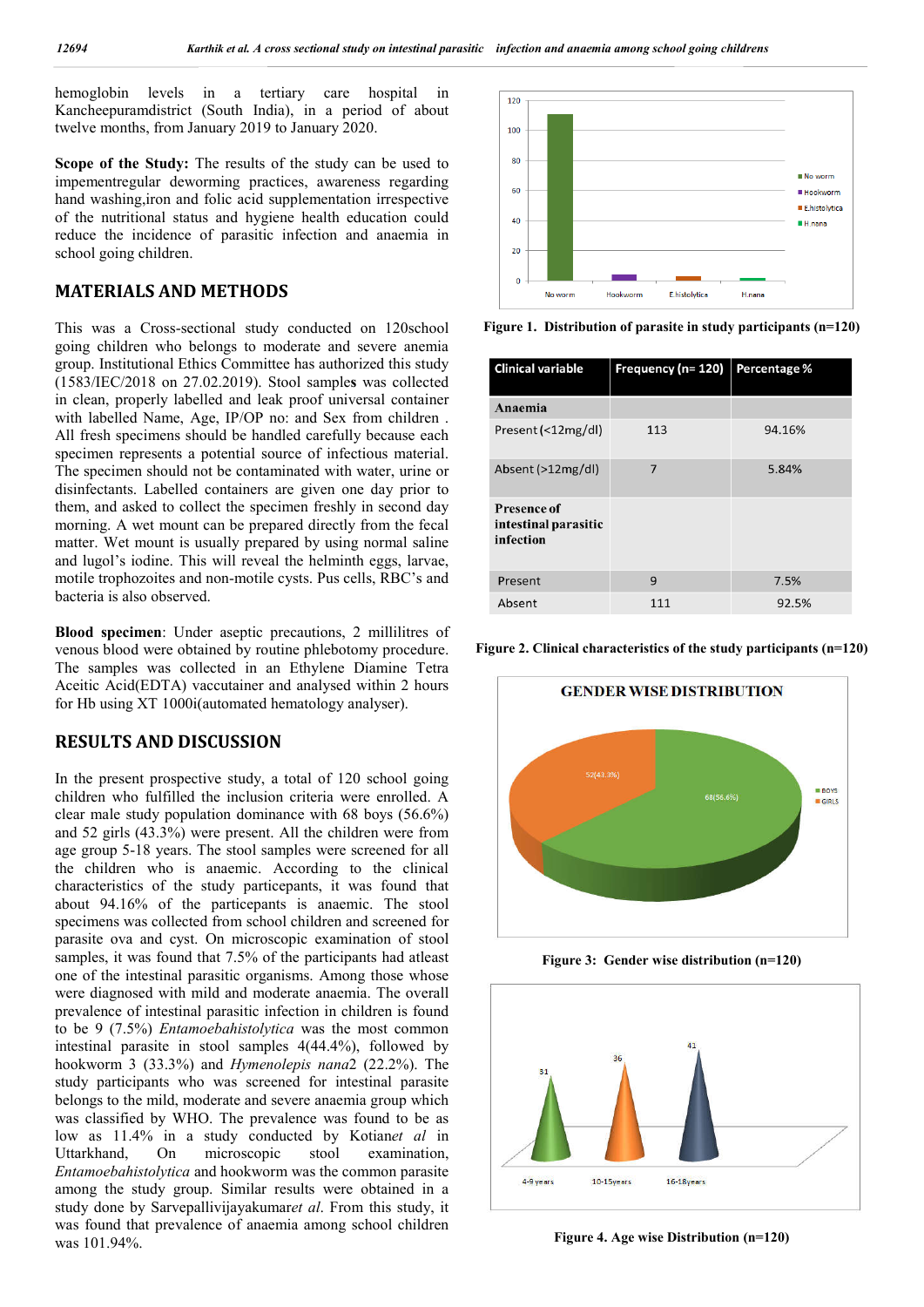hemoglobin levels in a tertiary care hospital in Kancheepuramdistrict (South India), in a period of about twelve months, from January 2019 to January 2020.

**Scope of the Study:** The results of the study can be used to impementregular deworming practices, awareness regarding hand washing,iron and folic acid supplementation irrespective of the nutritional status and hygiene health education could reduce the incidence of parasitic infection and anaemia in school going children.

## MATERIALS AND METHODS

This was a Cross-sectional study conducted on 120school going children who belongs to moderate and severe anemia group. Institutional Ethics Committee has authorized this study (1583/IEC/2018 on 27.02.2019). Stool samples was collected in clean, properly labelled and leak proof universal container with labelled Name, Age, IP/OP no: and Sex from children . All fresh specimens should be handled carefully because each specimen represents a potential source of infectious material. The specimen should not be contaminated with water, urine or disinfectants. Labelled containers are given one day prior to them, and asked to collect the specimen freshly in second day morning. A wet mount can be prepared directly from the fecal matter. Wet mount is usually prepared by using normal saline and lugol's iodine. This will reveal the helminth eggs, larvae, motile trophozoites and non-motile cysts. Pus cells, RBC's and bacteria is also observed.

**Blood specimen**: Under aseptic precautions, 2 millilitres of venous blood were obtained by routine phlebotomy procedure. The samples was collected in an Ethylene Diamine Tetra Aceitic Acid(EDTA) vaccutainer and analysed within 2 hours for Hb using XT 1000i(automated hematology analyser).

## RESULTS AND DISCUSSION

In the present prospective study, a total of 120 school going children who fulfilled the inclusion criteria were enrolled. A clear male study population dominance with 68 boys (56.6%) and 52 girls (43.3%) were present. All the children were from age group 5-18 years. The stool samples were screened for all the children who is anaemic. According to the clinical characteristics of the study particepants, it was found that about 94.16% of the particepants is anaemic. The stool specimens was collected from school children and screened for parasite ova and cyst. On microscopic examination of stool samples, it was found that 7.5% of the participants had atleast one of the intestinal parasitic organisms. Among those whose were diagnosed with mild and moderate anaemia. The overall prevalence of intestinal parasitic infection in children is found to be 9 (7.5%) *Entamoebahistolytica* was the most common intestinal parasite in stool samples 4(44.4%), followed by hookworm 3 (33.3%) and *Hymenolepis nana*2 (22.2%). The study participants who was screened for intestinal parasite belongs to the mild, moderate and severe anaemia group which was classified by WHO. The prevalence was found to be as low as 11.4% in a study conducted by Kotian*et al* in Uttarkhand, On microscopic stool examination, *Entamoebahistolytica* and hookworm was the common parasite among the study group. Similar results were obtained in a study done by Sarvepallivijayakumar*et al*. From this study, it was found that prevalence of anaemia among school children was 101.94%.

**Figure 1. Distribution of parasite in study participants (n=120)**

| Clinical variable | Frequency (n= 120) | Percentage % |
|---|---|---|
| **Anaemia** | | |
| Present (<12mg/dl) | 113 | 94.16% |
| Absent (>12mg/dl) | 7 | 5.84% |
| **Presence of intestinal parasitic infection** | | |
| Present | 9 | 7.5% |
| Absent | 111 | 92.5% |

**Figure 2. Clinical characteristics of the study participants (n=120)**

**Figure 3: Gender wise distribution (n=120)**

**Figure 4. Age wise Distribution (n=120)**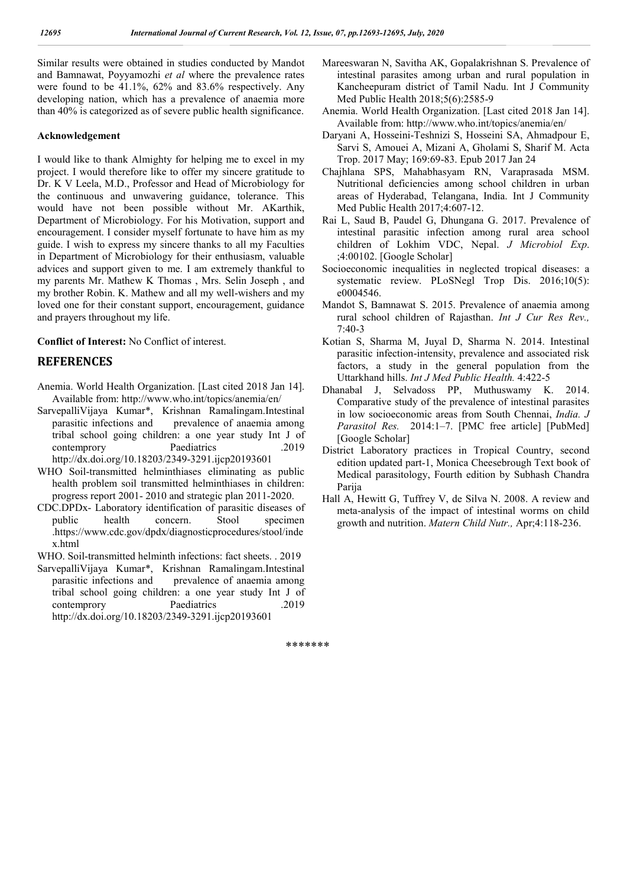Similar results were obtained in studies conducted by Mandot and Bamnawat, Poyyamozhi *et al* where the prevalence rates were found to be 41.1%, 62% and 83.6% respectively. Any developing nation, which has a prevalence of anaemia more than 40% is categorized as of severe public health significance.

**Acknowledgement**

I would like to thank Almighty for helping me to excel in my project. I would therefore like to offer my sincere gratitude to Dr. K V Leela, M.D., Professor and Head of Microbiology for the continuous and unwavering guidance, tolerance. This would have not been possible without Mr. AKarthik, Department of Microbiology. For his Motivation, support and encouragement. I consider myself fortunate to have him as my guide. I wish to express my sincere thanks to all my Faculties in Department of Microbiology for their enthusiasm, valuable advices and support given to me. I am extremely thankful to my parents Mr. Mathew K Thomas , Mrs. Selin Joseph , and my brother Robin. K. Mathew and all my well-wishers and my loved one for their constant support, encouragement, guidance and prayers throughout my life.

**Conflict of Interest:** No Conflict of interest.

## REFERENCES

Anemia. World Health Organization. [Last cited 2018 Jan 14]. Available from: http://www.who.int/topics/anemia/en/

SarvepalliVijaya Kumar*, Krishnan Ramalingam.Intestinal parasitic infections and prevalence of anaemia among tribal school going children: a one year study Int J of contemprory Paediatrics .2019 http://dx.doi.org/10.18203/2349-3291.ijcp20193601

WHO Soil-transmitted helminthiases eliminating as public health problem soil transmitted helminthiases in children: progress report 2001- 2010 and strategic plan 2011-2020.

CDC.DPDx- Laboratory identification of parasitic diseases of public health concern. Stool specimen .https://www.cdc.gov/dpdx/diagnosticprocedures/stool/index.html

WHO. Soil-transmitted helminth infections: fact sheets. . 2019

SarvepalliVijaya Kumar*, Krishnan Ramalingam.Intestinal parasitic infections and prevalence of anaemia among tribal school going children: a one year study Int J of contemprory Paediatrics .2019 http://dx.doi.org/10.18203/2349-3291.ijcp20193601

Mareeswaran N, Savitha AK, Gopalakrishnan S. Prevalence of intestinal parasites among urban and rural population in Kancheepuram district of Tamil Nadu. Int J Community Med Public Health 2018;5(6):2585-9

Anemia. World Health Organization. [Last cited 2018 Jan 14]. Available from: http://www.who.int/topics/anemia/en/

Daryani A, Hosseini-Teshnizi S, Hosseini SA, Ahmadpour E, Sarvi S, Amouei A, Mizani A, Gholami S, Sharif M. Acta Trop. 2017 May; 169:69-83. Epub 2017 Jan 24

Chajhlana SPS, Mahabhasyam RN, Varaprasada MSM. Nutritional deficiencies among school children in urban areas of Hyderabad, Telangana, India. Int J Community Med Public Health 2017;4:607-12.

Rai L, Saud B, Paudel G, Dhungana G. 2017. Prevalence of intestinal parasitic infection among rural area school children of Lokhim VDC, Nepal. *J Microbiol Exp*. ;4:00102. [Google Scholar]

Socioeconomic inequalities in neglected tropical diseases: a systematic review. PLoSNegl Trop Dis. 2016;10(5): e0004546.

Mandot S, Bamnawat S. 2015. Prevalence of anaemia among rural school children of Rajasthan. *Int J Cur Res Rev.,* 7:40-3

Kotian S, Sharma M, Juyal D, Sharma N. 2014. Intestinal parasitic infection-intensity, prevalence and associated risk factors, a study in the general population from the Uttarkhand hills. *Int J Med Public Health.* 4:422-5

Dhanabal J, Selvadoss PP, Muthuswamy K. 2014. Comparative study of the prevalence of intestinal parasites in low socioeconomic areas from South Chennai, *India. J Parasitol Res.* 2014:1–7. [PMC free article] [PubMed] [Google Scholar]

District Laboratory practices in Tropical Country, second edition updated part-1, Monica Cheesebrough Text book of Medical parasitology, Fourth edition by Subhash Chandra Parija

Hall A, Hewitt G, Tuffrey V, de Silva N. 2008. A review and meta-analysis of the impact of intestinal worms on child growth and nutrition. *Matern Child Nutr.,* Apr;4:118-236.

*******